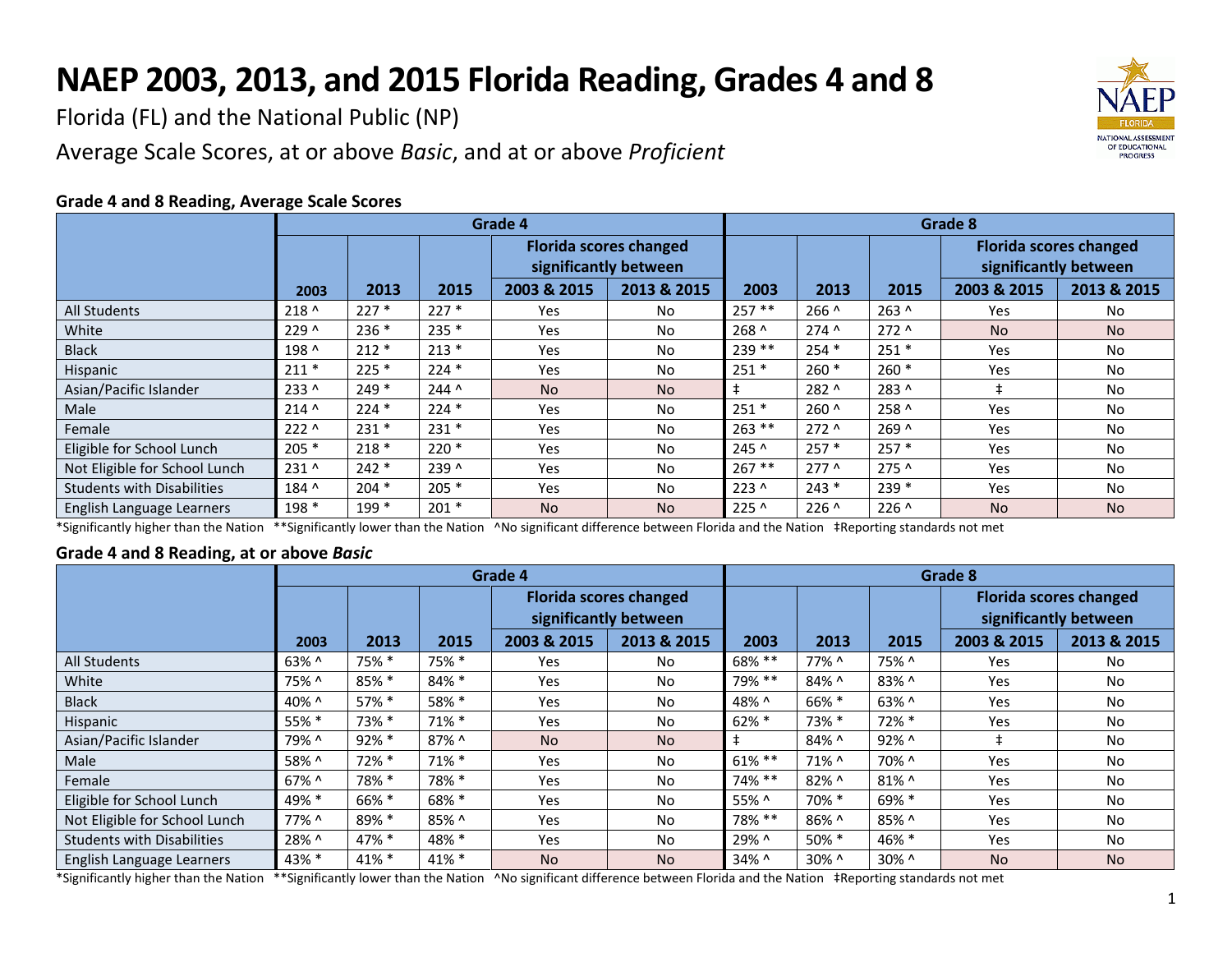# NAEP 2003, 2013, and 2015 Florida Reading, Grades 4 and 8

Florida (FL) and the National Public (NP)

Average Scale Scores, at or above *Basic*, and at or above *Proficient*

### Grade 4 and 8 Reading, Average Scale Scores

| | Grade 4 | | | | | Grade 8 | | | | |
|---|---|---|---|---|---|---|---|---|---|---|
| | | | | Florida scores changed significantly between | | | | | Florida scores changed significantly between | |
| | 2003 | 2013 | 2015 | 2003 & 2015 | 2013 & 2015 | 2003 | 2013 | 2015 | 2003 & 2015 | 2013 & 2015 |
| All Students | 218 ^ | 227 * | 227 * | Yes | No | 257 ** | 266 ^ | 263 ^ | Yes | No |
| White | 229 ^ | 236 * | 235 * | Yes | No | 268 ^ | 274 ^ | 272 ^ | No | No |
| Black | 198 ^ | 212 * | 213 * | Yes | No | 239 ** | 254 * | 251 * | Yes | No |
| Hispanic | 211 * | 225 * | 224 * | Yes | No | 251 * | 260 * | 260 * | Yes | No |
| Asian/Pacific Islander | 233 ^ | 249 * | 244 ^ | No | No | ‡ | 282 ^ | 283 ^ | ‡ | No |
| Male | 214 ^ | 224 * | 224 * | Yes | No | 251 * | 260 ^ | 258 ^ | Yes | No |
| Female | 222 ^ | 231 * | 231 * | Yes | No | 263 ** | 272 ^ | 269 ^ | Yes | No |
| Eligible for School Lunch | 205 * | 218 * | 220 * | Yes | No | 245 ^ | 257 * | 257 * | Yes | No |
| Not Eligible for School Lunch | 231 ^ | 242 * | 239 ^ | Yes | No | 267 ** | 277 ^ | 275 ^ | Yes | No |
| Students with Disabilities | 184 ^ | 204 * | 205 * | Yes | No | 223 ^ | 243 * | 239 * | Yes | No |
| English Language Learners | 198 * | 199 * | 201 * | No | No | 225 ^ | 226 ^ | 226 ^ | No | No |

*Significantly higher than the Nation **Significantly lower than the Nation ^No significant difference between Florida and the Nation ‡Reporting standards not met

### Grade 4 and 8 Reading, at or above *Basic*

| | Grade 4 | | | | | Grade 8 | | | | |
|---|---|---|---|---|---|---|---|---|---|---|
| | | | | Florida scores changed significantly between | | | | | Florida scores changed significantly between | |
| | 2003 | 2013 | 2015 | 2003 & 2015 | 2013 & 2015 | 2003 | 2013 | 2015 | 2003 & 2015 | 2013 & 2015 |
| All Students | 63% ^ | 75% * | 75% * | Yes | No | 68% ** | 77% ^ | 75% ^ | Yes | No |
| White | 75% ^ | 85% * | 84% * | Yes | No | 79% ** | 84% ^ | 83% ^ | Yes | No |
| Black | 40% ^ | 57% * | 58% * | Yes | No | 48% ^ | 66% * | 63% ^ | Yes | No |
| Hispanic | 55% * | 73% * | 71% * | Yes | No | 62% * | 73% * | 72% * | Yes | No |
| Asian/Pacific Islander | 79% ^ | 92% * | 87% ^ | No | No | ‡ | 84% ^ | 92% ^ | ‡ | No |
| Male | 58% ^ | 72% * | 71% * | Yes | No | 61% ** | 71% ^ | 70% ^ | Yes | No |
| Female | 67% ^ | 78% * | 78% * | Yes | No | 74% ** | 82% ^ | 81% ^ | Yes | No |
| Eligible for School Lunch | 49% * | 66% * | 68% * | Yes | No | 55% ^ | 70% * | 69% * | Yes | No |
| Not Eligible for School Lunch | 77% ^ | 89% * | 85% ^ | Yes | No | 78% ** | 86% ^ | 85% ^ | Yes | No |
| Students with Disabilities | 28% ^ | 47% * | 48% * | Yes | No | 29% ^ | 50% * | 46% * | Yes | No |
| English Language Learners | 43% * | 41% * | 41% * | No | No | 34% ^ | 30% ^ | 30% ^ | No | No |

*Significantly higher than the Nation **Significantly lower than the Nation ^No significant difference between Florida and the Nation ‡Reporting standards not met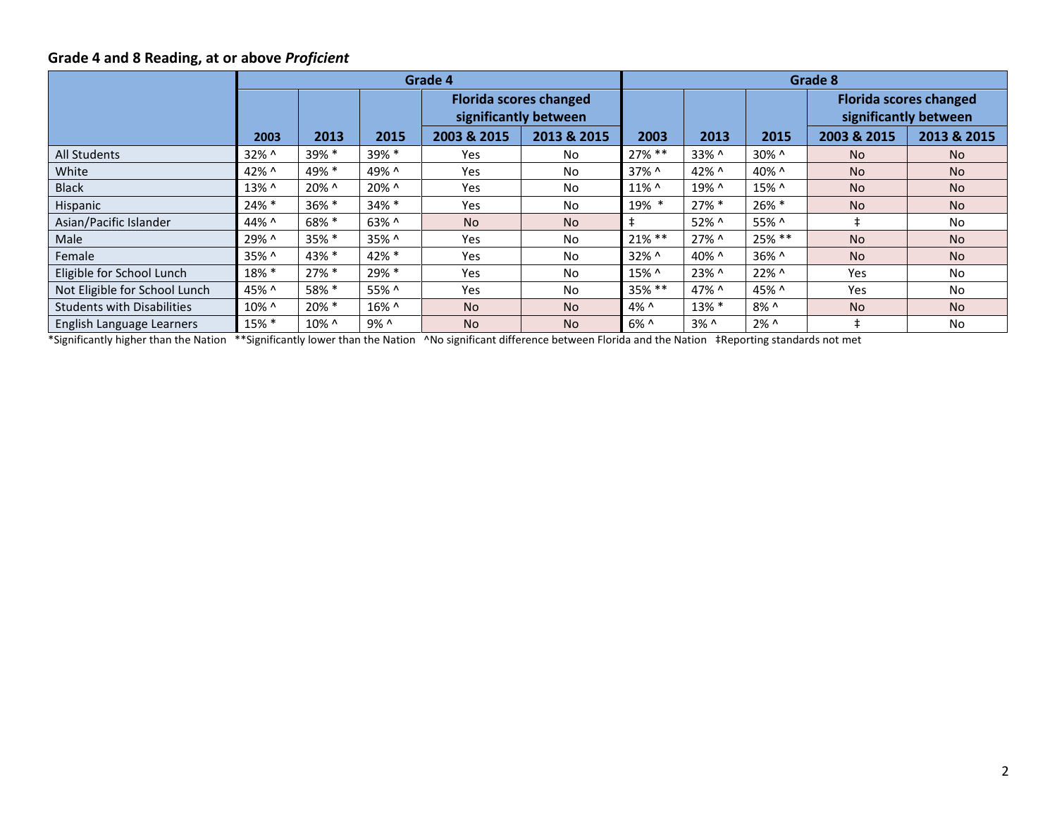**Grade 4 and 8 Reading, at or above *Proficient***

| | Grade 4 | | | | | Grade 8 | | | | |
|---|---|---|---|---|---|---|---|---|---|---|
| | | | | Florida scores changed significantly between | | | | | Florida scores changed significantly between | |
| | 2003 | 2013 | 2015 | 2003 & 2015 | 2013 & 2015 | 2003 | 2013 | 2015 | 2003 & 2015 | 2013 & 2015 |
| All Students | 32% ^ | 39% * | 39% * | Yes | No | 27% ** | 33% ^ | 30% ^ | No | No |
| White | 42% ^ | 49% * | 49% ^ | Yes | No | 37% ^ | 42% ^ | 40% ^ | No | No |
| Black | 13% ^ | 20% ^ | 20% ^ | Yes | No | 11% ^ | 19% ^ | 15% ^ | No | No |
| Hispanic | 24% * | 36% * | 34% * | Yes | No | 19% * | 27% * | 26% * | No | No |
| Asian/Pacific Islander | 44% ^ | 68% * | 63% ^ | No | No | ‡ | 52% ^ | 55% ^ | ‡ | No |
| Male | 29% ^ | 35% * | 35% ^ | Yes | No | 21% ** | 27% ^ | 25% ** | No | No |
| Female | 35% ^ | 43% * | 42% * | Yes | No | 32% ^ | 40% ^ | 36% ^ | No | No |
| Eligible for School Lunch | 18% * | 27% * | 29% * | Yes | No | 15% ^ | 23% ^ | 22% ^ | Yes | No |
| Not Eligible for School Lunch | 45% ^ | 58% * | 55% ^ | Yes | No | 35% ** | 47% ^ | 45% ^ | Yes | No |
| Students with Disabilities | 10% ^ | 20% * | 16% ^ | No | No | 4% ^ | 13% * | 8% ^ | No | No |
| English Language Learners | 15% * | 10% ^ | 9% ^ | No | No | 6% ^ | 3% ^ | 2% ^ | ‡ | No |

*Significantly higher than the Nation **Significantly lower than the Nation ^No significant difference between Florida and the Nation ‡Reporting standards not met